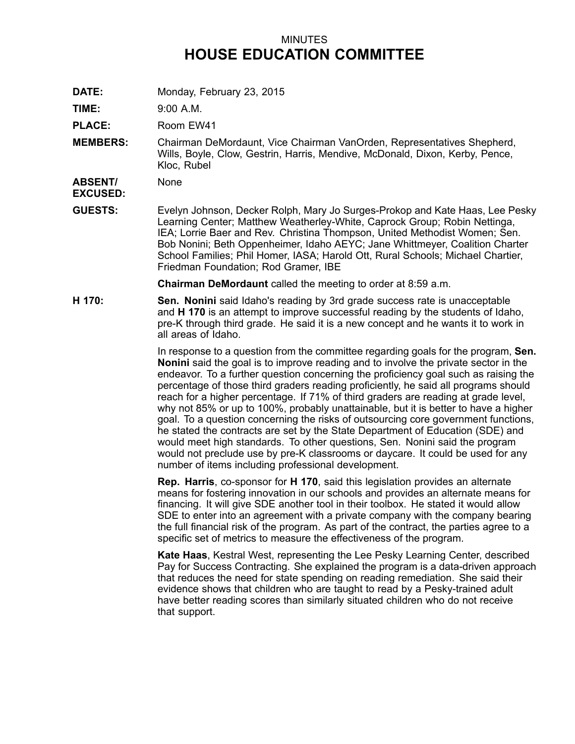# MINUTES
# HOUSE EDUCATION COMMITTEE

**DATE:** Monday, February 23, 2015

**TIME:** 9:00 A.M.

**PLACE:** Room EW41

**MEMBERS:** Chairman DeMordaunt, Vice Chairman VanOrden, Representatives Shepherd, Wills, Boyle, Clow, Gestrin, Harris, Mendive, McDonald, Dixon, Kerby, Pence, Kloc, Rubel

**ABSENT/ EXCUSED:** None

**GUESTS:** Evelyn Johnson, Decker Rolph, Mary Jo Surges-Prokop and Kate Haas, Lee Pesky Learning Center; Matthew Weatherley-White, Caprock Group; Robin Nettinga, IEA; Lorrie Baer and Rev. Christina Thompson, United Methodist Women; Sen. Bob Nonini; Beth Oppenheimer, Idaho AEYC; Jane Whittmeyer, Coalition Charter School Families; Phil Homer, IASA; Harold Ott, Rural Schools; Michael Chartier, Friedman Foundation; Rod Gramer, IBE

**Chairman DeMordaunt** called the meeting to order at 8:59 a.m.

**H 170:** **Sen. Nonini** said Idaho's reading by 3rd grade success rate is unacceptable and **H 170** is an attempt to improve successful reading by the students of Idaho, pre-K through third grade. He said it is a new concept and he wants it to work in all areas of Idaho.

In response to a question from the committee regarding goals for the program, **Sen. Nonini** said the goal is to improve reading and to involve the private sector in the endeavor. To a further question concerning the proficiency goal such as raising the percentage of those third graders reading proficiently, he said all programs should reach for a higher percentage. If 71% of third graders are reading at grade level, why not 85% or up to 100%, probably unattainable, but it is better to have a higher goal. To a question concerning the risks of outsourcing core government functions, he stated the contracts are set by the State Department of Education (SDE) and would meet high standards. To other questions, Sen. Nonini said the program would not preclude use by pre-K classrooms or daycare. It could be used for any number of items including professional development.

**Rep. Harris**, co-sponsor for **H 170**, said this legislation provides an alternate means for fostering innovation in our schools and provides an alternate means for financing. It will give SDE another tool in their toolbox. He stated it would allow SDE to enter into an agreement with a private company with the company bearing the full financial risk of the program. As part of the contract, the parties agree to a specific set of metrics to measure the effectiveness of the program.

**Kate Haas**, Kestral West, representing the Lee Pesky Learning Center, described Pay for Success Contracting. She explained the program is a data-driven approach that reduces the need for state spending on reading remediation. She said their evidence shows that children who are taught to read by a Pesky-trained adult have better reading scores than similarly situated children who do not receive that support.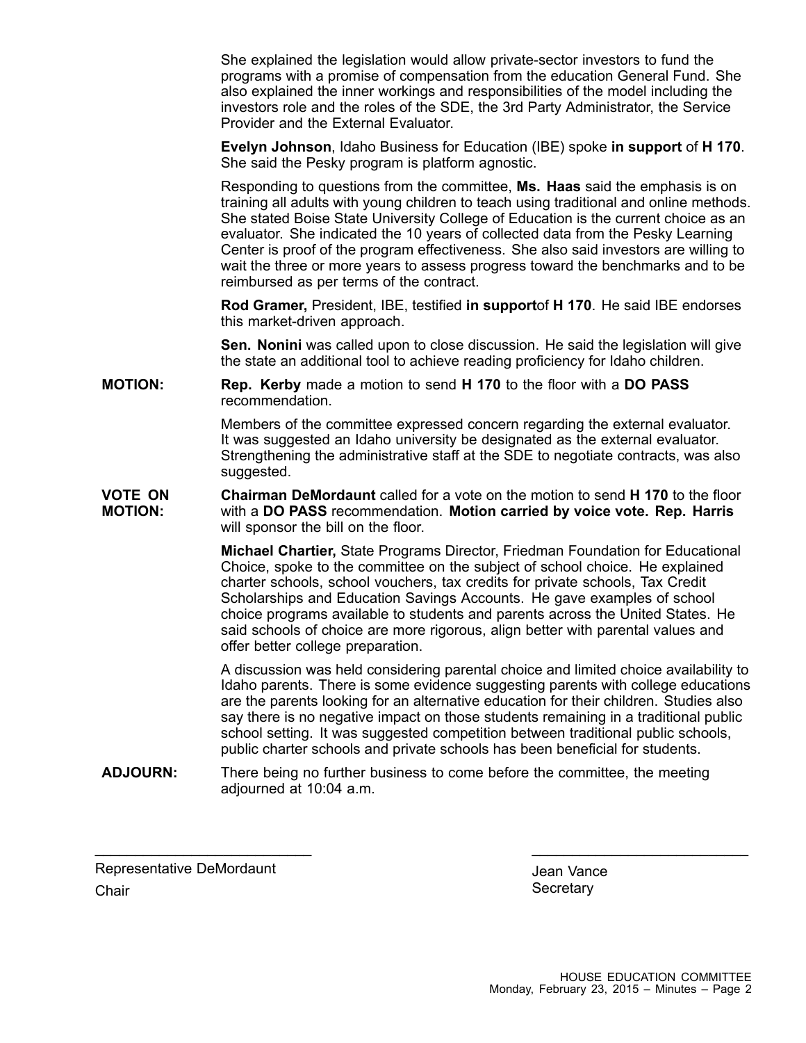She explained the legislation would allow private-sector investors to fund the programs with a promise of compensation from the education General Fund. She also explained the inner workings and responsibilities of the model including the investors role and the roles of the SDE, the 3rd Party Administrator, the Service Provider and the External Evaluator.

**Evelyn Johnson**, Idaho Business for Education (IBE) spoke **in support** of **H 170**. She said the Pesky program is platform agnostic.

Responding to questions from the committee, **Ms. Haas** said the emphasis is on training all adults with young children to teach using traditional and online methods. She stated Boise State University College of Education is the current choice as an evaluator. She indicated the 10 years of collected data from the Pesky Learning Center is proof of the program effectiveness. She also said investors are willing to wait the three or more years to assess progress toward the benchmarks and to be reimbursed as per terms of the contract.

**Rod Gramer,** President, IBE, testified **in support**of **H 170**. He said IBE endorses this market-driven approach.

**Sen. Nonini** was called upon to close discussion. He said the legislation will give the state an additional tool to achieve reading proficiency for Idaho children.

**MOTION:** **Rep. Kerby** made a motion to send **H 170** to the floor with a **DO PASS** recommendation.

Members of the committee expressed concern regarding the external evaluator. It was suggested an Idaho university be designated as the external evaluator. Strengthening the administrative staff at the SDE to negotiate contracts, was also suggested.

**VOTE ON MOTION:** **Chairman DeMordaunt** called for a vote on the motion to send **H 170** to the floor with a **DO PASS** recommendation. **Motion carried by voice vote. Rep. Harris** will sponsor the bill on the floor.

**Michael Chartier,** State Programs Director, Friedman Foundation for Educational Choice, spoke to the committee on the subject of school choice. He explained charter schools, school vouchers, tax credits for private schools, Tax Credit Scholarships and Education Savings Accounts. He gave examples of school choice programs available to students and parents across the United States. He said schools of choice are more rigorous, align better with parental values and offer better college preparation.

A discussion was held considering parental choice and limited choice availability to Idaho parents. There is some evidence suggesting parents with college educations are the parents looking for an alternative education for their children. Studies also say there is no negative impact on those students remaining in a traditional public school setting. It was suggested competition between traditional public schools, public charter schools and private schools has been beneficial for students.

**ADJOURN:** There being no further business to come before the committee, the meeting adjourned at 10:04 a.m.

___________________________
Representative DeMordaunt
Chair

___________________________
Jean Vance
Secretary